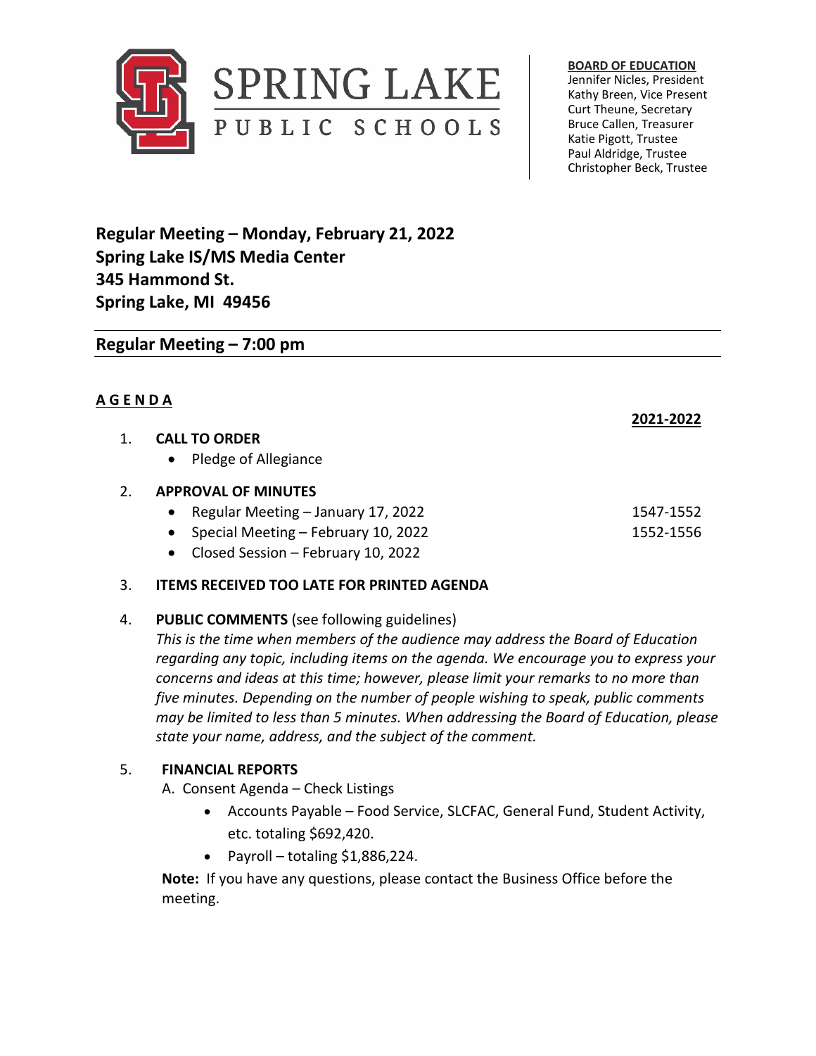# SPRING LAKE PUBLIC SCHOOLS

**BOARD OF EDUCATION**
Jennifer Nicles, President
Kathy Breen, Vice Present
Curt Theune, Secretary
Bruce Callen, Treasurer
Katie Pigott, Trustee
Paul Aldridge, Trustee
Christopher Beck, Trustee

## Regular Meeting – Monday, February 21, 2022
## Spring Lake IS/MS Media Center
## 345 Hammond St.
## Spring Lake, MI 49456

## Regular Meeting – 7:00 pm

**A G E N D A**

**2021-2022**

1. **CALL TO ORDER**
   - Pledge of Allegiance

2. **APPROVAL OF MINUTES**
   - Regular Meeting – January 17, 2022 — 1547-1552
   - Special Meeting – February 10, 2022 — 1552-1556
   - Closed Session – February 10, 2022

3. **ITEMS RECEIVED TOO LATE FOR PRINTED AGENDA**

4. **PUBLIC COMMENTS** (see following guidelines)
   *This is the time when members of the audience may address the Board of Education regarding any topic, including items on the agenda. We encourage you to express your concerns and ideas at this time; however, please limit your remarks to no more than five minutes. Depending on the number of people wishing to speak, public comments may be limited to less than 5 minutes. When addressing the Board of Education, please state your name, address, and the subject of the comment.*

5. **FINANCIAL REPORTS**
   A. Consent Agenda – Check Listings
   - Accounts Payable – Food Service, SLCFAC, General Fund, Student Activity, etc. totaling $692,420.
   - Payroll – totaling $1,886,224.

   **Note:** If you have any questions, please contact the Business Office before the meeting.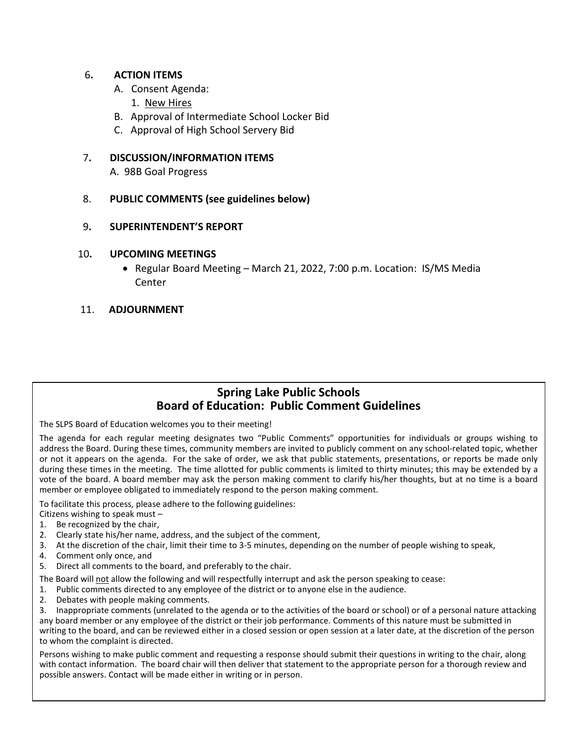6. **ACTION ITEMS**
   - A. Consent Agenda:
     1. New Hires
   - B. Approval of Intermediate School Locker Bid
   - C. Approval of High School Servery Bid

7. **DISCUSSION/INFORMATION ITEMS**
   - A. 98B Goal Progress

8. **PUBLIC COMMENTS (see guidelines below)**

9. **SUPERINTENDENT'S REPORT**

10. **UPCOMING MEETINGS**
    - Regular Board Meeting – March 21, 2022, 7:00 p.m. Location: IS/MS Media Center

11. **ADJOURNMENT**

## Spring Lake Public Schools
## Board of Education: Public Comment Guidelines

The SLPS Board of Education welcomes you to their meeting!

The agenda for each regular meeting designates two "Public Comments" opportunities for individuals or groups wishing to address the Board. During these times, community members are invited to publicly comment on any school-related topic, whether or not it appears on the agenda. For the sake of order, we ask that public statements, presentations, or reports be made only during these times in the meeting. The time allotted for public comments is limited to thirty minutes; this may be extended by a vote of the board. A board member may ask the person making comment to clarify his/her thoughts, but at no time is a board member or employee obligated to immediately respond to the person making comment.

To facilitate this process, please adhere to the following guidelines:
Citizens wishing to speak must –

1. Be recognized by the chair,
2. Clearly state his/her name, address, and the subject of the comment,
3. At the discretion of the chair, limit their time to 3-5 minutes, depending on the number of people wishing to speak,
4. Comment only once, and
5. Direct all comments to the board, and preferably to the chair.

The Board will not allow the following and will respectfully interrupt and ask the person speaking to cease:

1. Public comments directed to any employee of the district or to anyone else in the audience.
2. Debates with people making comments.
3. Inappropriate comments (unrelated to the agenda or to the activities of the board or school) or of a personal nature attacking any board member or any employee of the district or their job performance. Comments of this nature must be submitted in writing to the board, and can be reviewed either in a closed session or open session at a later date, at the discretion of the person to whom the complaint is directed.

Persons wishing to make public comment and requesting a response should submit their questions in writing to the chair, along with contact information. The board chair will then deliver that statement to the appropriate person for a thorough review and possible answers. Contact will be made either in writing or in person.